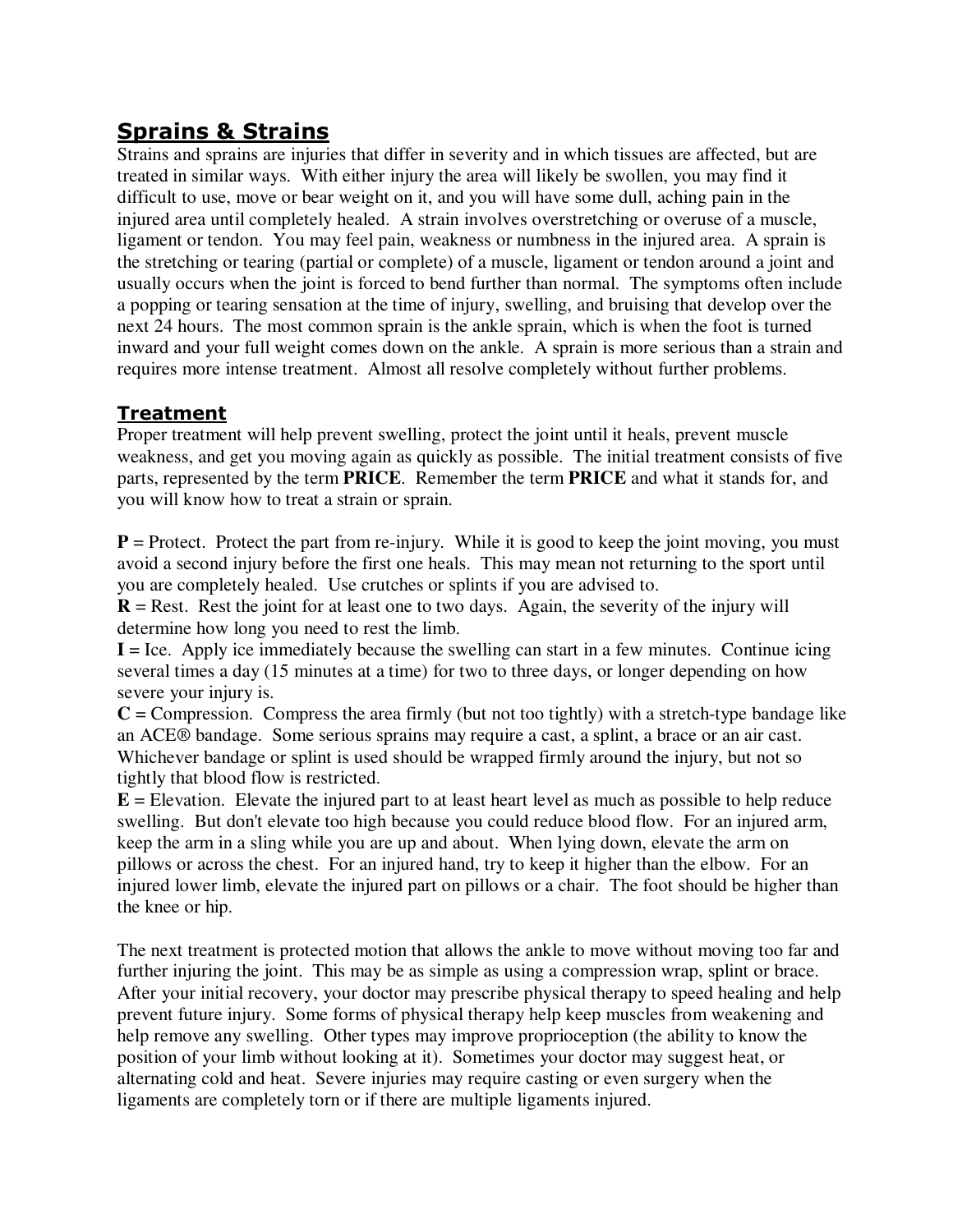## Sprains & Strains

Strains and sprains are injuries that differ in severity and in which tissues are affected, but are treated in similar ways. With either injury the area will likely be swollen, you may find it difficult to use, move or bear weight on it, and you will have some dull, aching pain in the injured area until completely healed. A strain involves overstretching or overuse of a muscle, ligament or tendon. You may feel pain, weakness or numbness in the injured area. A sprain is the stretching or tearing (partial or complete) of a muscle, ligament or tendon around a joint and usually occurs when the joint is forced to bend further than normal. The symptoms often include a popping or tearing sensation at the time of injury, swelling, and bruising that develop over the next 24 hours. The most common sprain is the ankle sprain, which is when the foot is turned inward and your full weight comes down on the ankle. A sprain is more serious than a strain and requires more intense treatment. Almost all resolve completely without further problems.

## Treatment

Proper treatment will help prevent swelling, protect the joint until it heals, prevent muscle weakness, and get you moving again as quickly as possible. The initial treatment consists of five parts, represented by the term **PRICE**. Remember the term **PRICE** and what it stands for, and you will know how to treat a strain or sprain.

**P** = Protect. Protect the part from re-injury. While it is good to keep the joint moving, you must avoid a second injury before the first one heals. This may mean not returning to the sport until you are completely healed. Use crutches or splints if you are advised to.
**R** = Rest. Rest the joint for at least one to two days. Again, the severity of the injury will determine how long you need to rest the limb.
**I** = Ice. Apply ice immediately because the swelling can start in a few minutes. Continue icing several times a day (15 minutes at a time) for two to three days, or longer depending on how severe your injury is.
**C** = Compression. Compress the area firmly (but not too tightly) with a stretch-type bandage like an ACE® bandage. Some serious sprains may require a cast, a splint, a brace or an air cast. Whichever bandage or splint is used should be wrapped firmly around the injury, but not so tightly that blood flow is restricted.
**E** = Elevation. Elevate the injured part to at least heart level as much as possible to help reduce swelling. But don't elevate too high because you could reduce blood flow. For an injured arm, keep the arm in a sling while you are up and about. When lying down, elevate the arm on pillows or across the chest. For an injured hand, try to keep it higher than the elbow. For an injured lower limb, elevate the injured part on pillows or a chair. The foot should be higher than the knee or hip.

The next treatment is protected motion that allows the ankle to move without moving too far and further injuring the joint. This may be as simple as using a compression wrap, splint or brace. After your initial recovery, your doctor may prescribe physical therapy to speed healing and help prevent future injury. Some forms of physical therapy help keep muscles from weakening and help remove any swelling. Other types may improve proprioception (the ability to know the position of your limb without looking at it). Sometimes your doctor may suggest heat, or alternating cold and heat. Severe injuries may require casting or even surgery when the ligaments are completely torn or if there are multiple ligaments injured.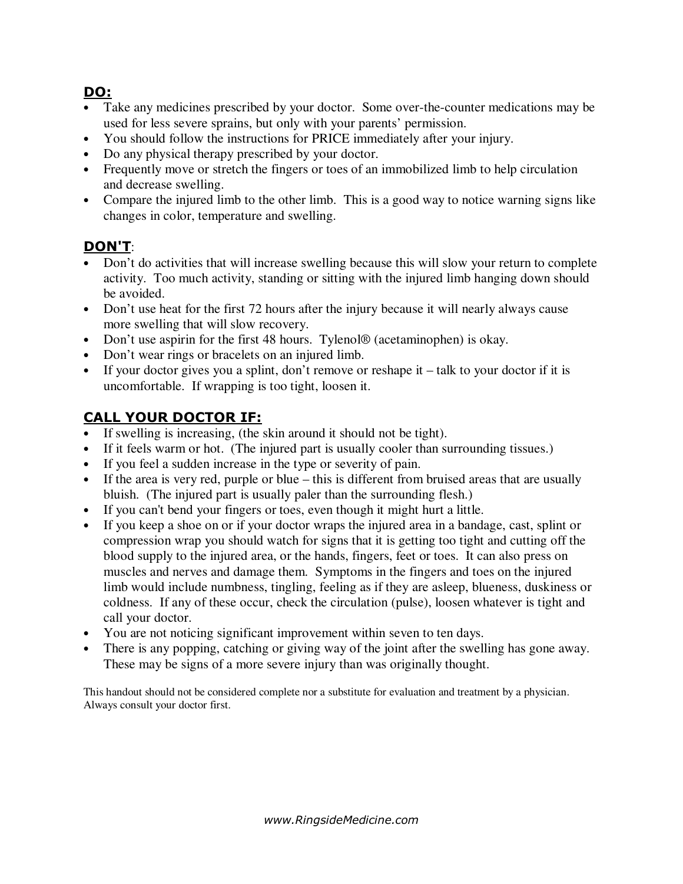## **DO:**

- Take any medicines prescribed by your doctor. Some over-the-counter medications may be used for less severe sprains, but only with your parents' permission.
- You should follow the instructions for PRICE immediately after your injury.
- Do any physical therapy prescribed by your doctor.
- Frequently move or stretch the fingers or toes of an immobilized limb to help circulation and decrease swelling.
- Compare the injured limb to the other limb. This is a good way to notice warning signs like changes in color, temperature and swelling.

## **DON'T**:

- Don't do activities that will increase swelling because this will slow your return to complete activity. Too much activity, standing or sitting with the injured limb hanging down should be avoided.
- Don't use heat for the first 72 hours after the injury because it will nearly always cause more swelling that will slow recovery.
- Don't use aspirin for the first 48 hours. Tylenol® (acetaminophen) is okay.
- Don't wear rings or bracelets on an injured limb.
- If your doctor gives you a splint, don't remove or reshape it – talk to your doctor if it is uncomfortable. If wrapping is too tight, loosen it.

## **CALL YOUR DOCTOR IF:**

- If swelling is increasing, (the skin around it should not be tight).
- If it feels warm or hot. (The injured part is usually cooler than surrounding tissues.)
- If you feel a sudden increase in the type or severity of pain.
- If the area is very red, purple or blue – this is different from bruised areas that are usually bluish. (The injured part is usually paler than the surrounding flesh.)
- If you can't bend your fingers or toes, even though it might hurt a little.
- If you keep a shoe on or if your doctor wraps the injured area in a bandage, cast, splint or compression wrap you should watch for signs that it is getting too tight and cutting off the blood supply to the injured area, or the hands, fingers, feet or toes. It can also press on muscles and nerves and damage them. Symptoms in the fingers and toes on the injured limb would include numbness, tingling, feeling as if they are asleep, blueness, duskiness or coldness. If any of these occur, check the circulation (pulse), loosen whatever is tight and call your doctor.
- You are not noticing significant improvement within seven to ten days.
- There is any popping, catching or giving way of the joint after the swelling has gone away. These may be signs of a more severe injury than was originally thought.

This handout should not be considered complete nor a substitute for evaluation and treatment by a physician. Always consult your doctor first.

*www.RingsideMedicine.com*